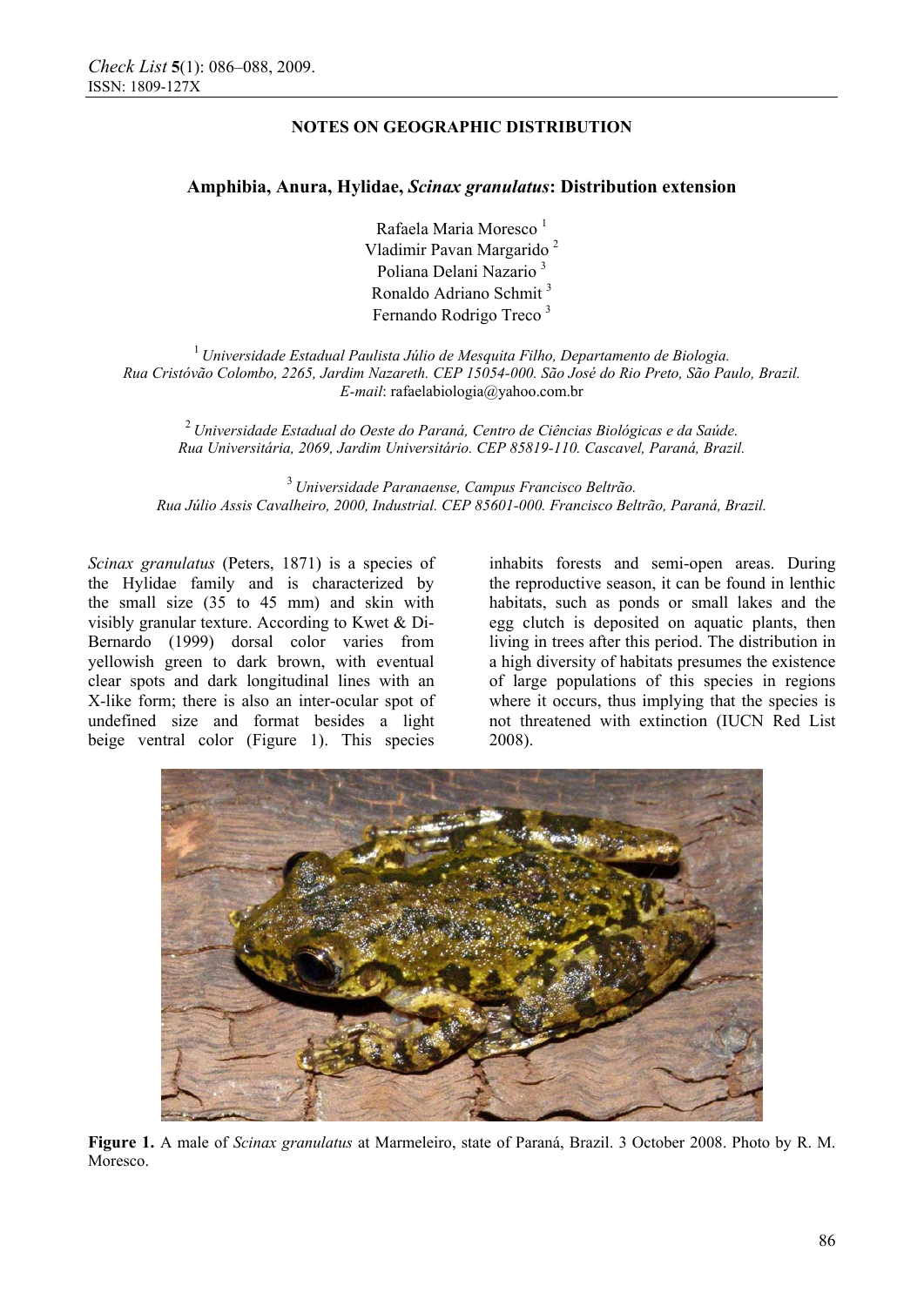## NOTES ON GEOGRAPHIC DISTRIBUTION

# Amphibia, Anura, Hylidae, *Scinax granulatus*: Distribution extension

Rafaela Maria Moresco [1]
Vladimir Pavan Margarido [2]
Poliana Delani Nazario [3]
Ronaldo Adriano Schmit [3]
Fernando Rodrigo Treco [3]

[1] *Universidade Estadual Paulista Júlio de Mesquita Filho, Departamento de Biologia. Rua Cristóvão Colombo, 2265, Jardim Nazareth. CEP 15054-000. São José do Rio Preto, São Paulo, Brazil.* *E-mail*: rafaelabiologia@yahoo.com.br

[2] *Universidade Estadual do Oeste do Paraná, Centro de Ciências Biológicas e da Saúde. Rua Universitária, 2069, Jardim Universitário. CEP 85819-110. Cascavel, Paraná, Brazil.*

[3] *Universidade Paranaense, Campus Francisco Beltrão. Rua Júlio Assis Cavalheiro, 2000, Industrial. CEP 85601-000. Francisco Beltrão, Paraná, Brazil.*

*Scinax granulatus* (Peters, 1871) is a species of the Hylidae family and is characterized by the small size (35 to 45 mm) and skin with visibly granular texture. According to Kwet & Di-Bernardo (1999) dorsal color varies from yellowish green to dark brown, with eventual clear spots and dark longitudinal lines with an X-like form; there is also an inter-ocular spot of undefined size and format besides a light beige ventral color (Figure 1). This species inhabits forests and semi-open areas. During the reproductive season, it can be found in lenthic habitats, such as ponds or small lakes and the egg clutch is deposited on aquatic plants, then living in trees after this period. The distribution in a high diversity of habitats presumes the existence of large populations of this species in regions where it occurs, thus implying that the species is not threatened with extinction (IUCN Red List 2008).

**Figure 1.** A male of *Scinax granulatus* at Marmeleiro, state of Paraná, Brazil. 3 October 2008. Photo by R. M. Moresco.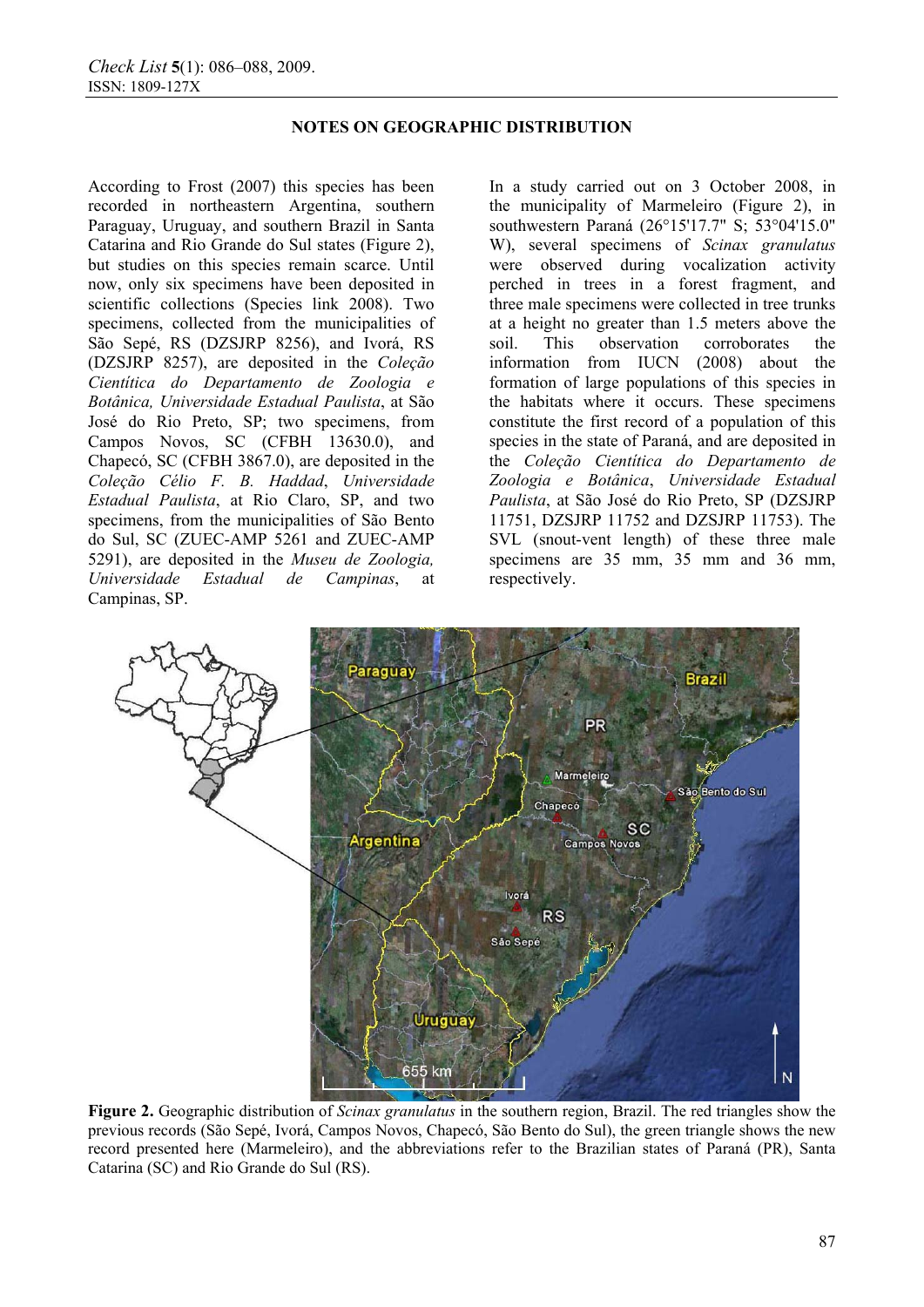According to Frost (2007) this species has been recorded in northeastern Argentina, southern Paraguay, Uruguay, and southern Brazil in Santa Catarina and Rio Grande do Sul states (Figure 2), but studies on this species remain scarce. Until now, only six specimens have been deposited in scientific collections (Species link 2008). Two specimens, collected from the municipalities of São Sepé, RS (DZSJRP 8256), and Ivorá, RS (DZSJRP 8257), are deposited in the *Coleção Científica do Departamento de Zoologia e Botânica, Universidade Estadual Paulista*, at São José do Rio Preto, SP; two specimens, from Campos Novos, SC (CFBH 13630.0), and Chapecó, SC (CFBH 3867.0), are deposited in the *Coleção Célio F. B. Haddad*, *Universidade Estadual Paulista*, at Rio Claro, SP, and two specimens, from the municipalities of São Bento do Sul, SC (ZUEC-AMP 5261 and ZUEC-AMP 5291), are deposited in the *Museu de Zoologia, Universidade Estadual de Campinas*, at Campinas, SP.

In a study carried out on 3 October 2008, in the municipality of Marmeleiro (Figure 2), in southwestern Paraná (26°15'17.7" S; 53°04'15.0" W), several specimens of *Scinax granulatus* were observed during vocalization activity perched in trees in a forest fragment, and three male specimens were collected in tree trunks at a height no greater than 1.5 meters above the soil. This observation corroborates the information from IUCN (2008) about the formation of large populations of this species in the habitats where it occurs. These specimens constitute the first record of a population of this species in the state of Paraná, and are deposited in the *Coleção Científica do Departamento de Zoologia e Botânica*, *Universidade Estadual Paulista*, at São José do Rio Preto, SP (DZSJRP 11751, DZSJRP 11752 and DZSJRP 11753). The SVL (snout-vent length) of these three male specimens are 35 mm, 35 mm and 36 mm, respectively.

**Figure 2.** Geographic distribution of *Scinax granulatus* in the southern region, Brazil. The red triangles show the previous records (São Sepé, Ivorá, Campos Novos, Chapecó, São Bento do Sul), the green triangle shows the new record presented here (Marmeleiro), and the abbreviations refer to the Brazilian states of Paraná (PR), Santa Catarina (SC) and Rio Grande do Sul (RS).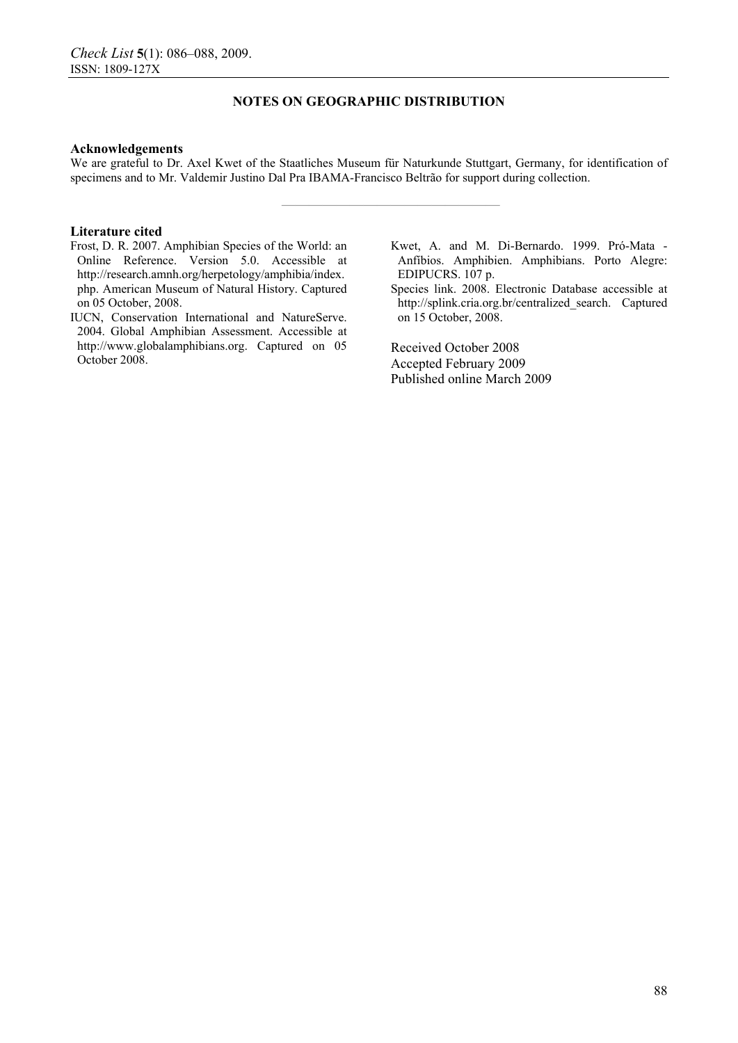**NOTES ON GEOGRAPHIC DISTRIBUTION**

## Acknowledgements

We are grateful to Dr. Axel Kwet of the Staatliches Museum für Naturkunde Stuttgart, Germany, for identification of specimens and to Mr. Valdemir Justino Dal Pra IBAMA-Francisco Beltrão for support during collection.

---

## Literature cited

Frost, D. R. 2007. Amphibian Species of the World: an Online Reference. Version 5.0. Accessible at http://research.amnh.org/herpetology/amphibia/index.php. American Museum of Natural History. Captured on 05 October, 2008.

IUCN, Conservation International and NatureServe. 2004. Global Amphibian Assessment. Accessible at http://www.globalamphibians.org. Captured on 05 October 2008.

Kwet, A. and M. Di-Bernardo. 1999. Pró-Mata - Anfíbios. Amphibien. Amphibians. Porto Alegre: EDIPUCRS. 107 p.

Species link. 2008. Electronic Database accessible at http://splink.cria.org.br/centralized_search. Captured on 15 October, 2008.

Received October 2008
Accepted February 2009
Published online March 2009